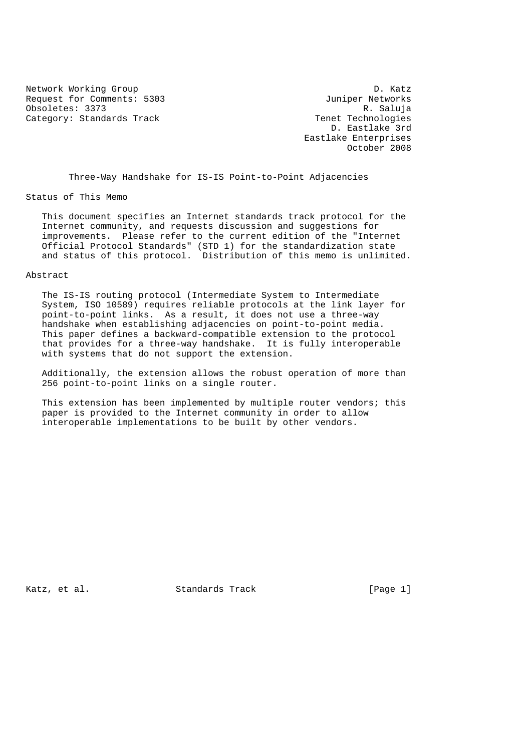Network Working Group D. Katz
Request for Comments: 5303 Juniper Networks
Obsoletes: 3373 R. Saluja
Category: Standards Track Tenet Technologies
D. Eastlake 3rd
Eastlake Enterprises
October 2008

# Three-Way Handshake for IS-IS Point-to-Point Adjacencies

## Status of This Memo

This document specifies an Internet standards track protocol for the Internet community, and requests discussion and suggestions for improvements. Please refer to the current edition of the "Internet Official Protocol Standards" (STD 1) for the standardization state and status of this protocol. Distribution of this memo is unlimited.

## Abstract

The IS-IS routing protocol (Intermediate System to Intermediate System, ISO 10589) requires reliable protocols at the link layer for point-to-point links. As a result, it does not use a three-way handshake when establishing adjacencies on point-to-point media. This paper defines a backward-compatible extension to the protocol that provides for a three-way handshake. It is fully interoperable with systems that do not support the extension.

Additionally, the extension allows the robust operation of more than 256 point-to-point links on a single router.

This extension has been implemented by multiple router vendors; this paper is provided to the Internet community in order to allow interoperable implementations to be built by other vendors.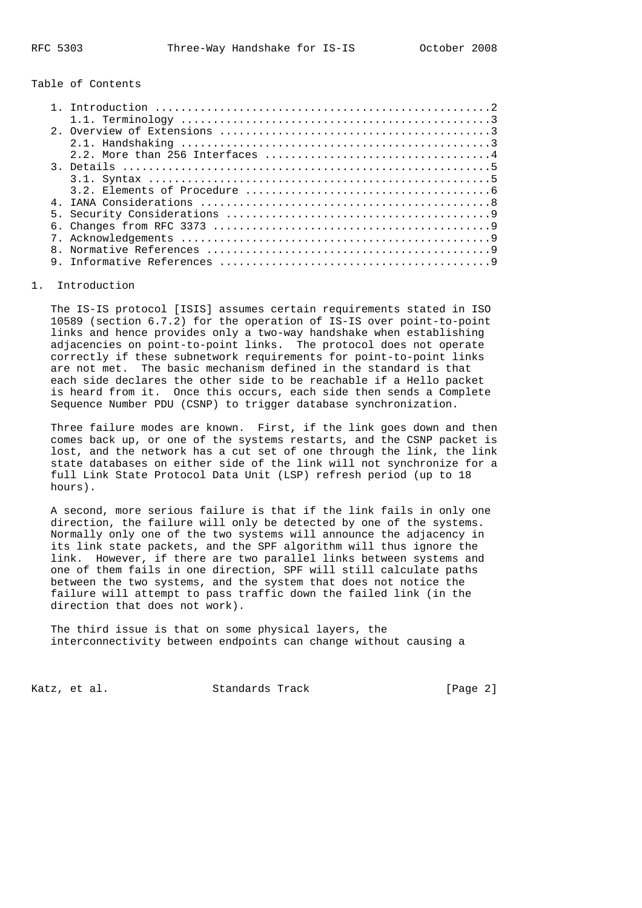Table of Contents

```
   1. Introduction ....................................................2
      1.1. Terminology ................................................3
   2. Overview of Extensions ..........................................3
      2.1. Handshaking ................................................3
      2.2. More than 256 Interfaces ...................................4
   3. Details .........................................................5
      3.1. Syntax .....................................................5
      3.2. Elements of Procedure ......................................6
   4. IANA Considerations .............................................8
   5. Security Considerations .........................................9
   6. Changes from RFC 3373 ...........................................9
   7. Acknowledgements ................................................9
   8. Normative References ............................................9
   9. Informative References ..........................................9
```

## 1. Introduction

The IS-IS protocol [ISIS] assumes certain requirements stated in ISO 10589 (section 6.7.2) for the operation of IS-IS over point-to-point links and hence provides only a two-way handshake when establishing adjacencies on point-to-point links. The protocol does not operate correctly if these subnetwork requirements for point-to-point links are not met. The basic mechanism defined in the standard is that each side declares the other side to be reachable if a Hello packet is heard from it. Once this occurs, each side then sends a Complete Sequence Number PDU (CSNP) to trigger database synchronization.

Three failure modes are known. First, if the link goes down and then comes back up, or one of the systems restarts, and the CSNP packet is lost, and the network has a cut set of one through the link, the link state databases on either side of the link will not synchronize for a full Link State Protocol Data Unit (LSP) refresh period (up to 18 hours).

A second, more serious failure is that if the link fails in only one direction, the failure will only be detected by one of the systems. Normally only one of the two systems will announce the adjacency in its link state packets, and the SPF algorithm will thus ignore the link. However, if there are two parallel links between systems and one of them fails in one direction, SPF will still calculate paths between the two systems, and the system that does not notice the failure will attempt to pass traffic down the failed link (in the direction that does not work).

The third issue is that on some physical layers, the interconnectivity between endpoints can change without causing a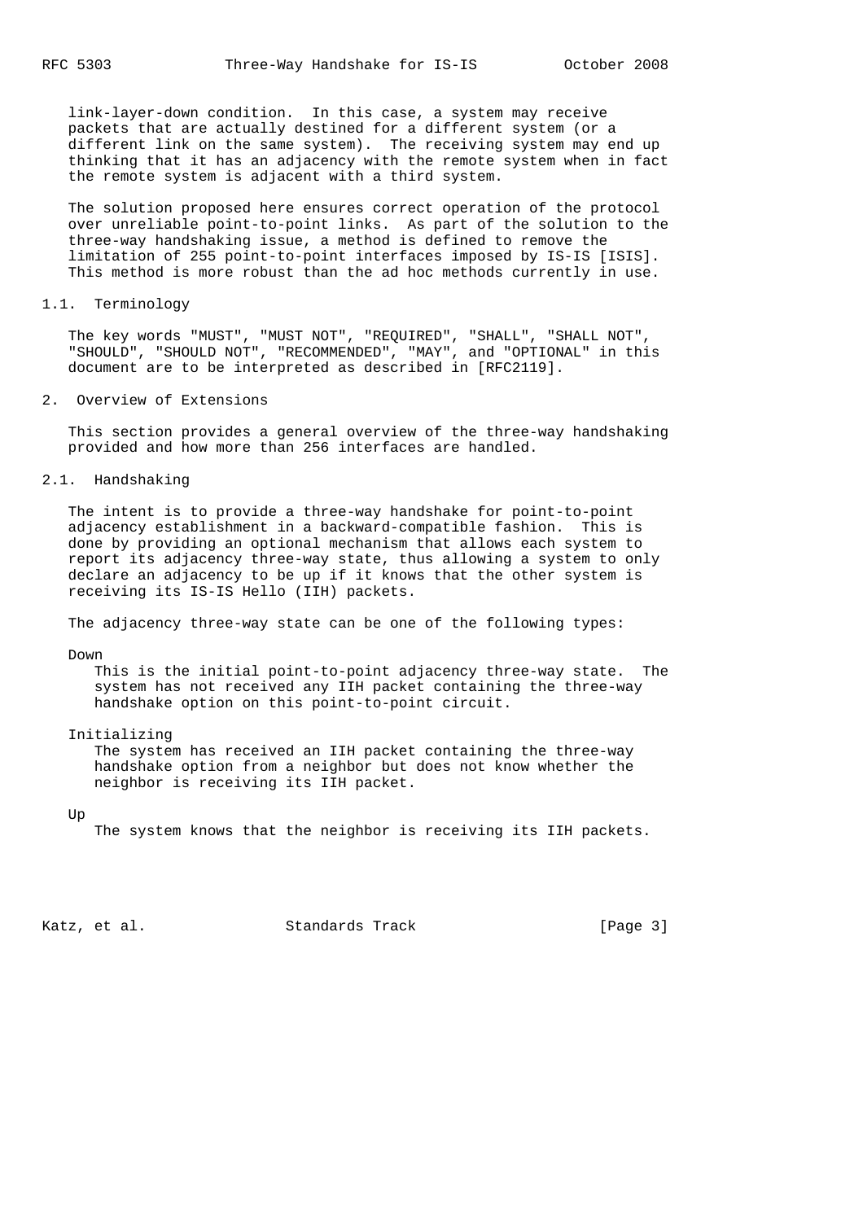link-layer-down condition. In this case, a system may receive packets that are actually destined for a different system (or a different link on the same system). The receiving system may end up thinking that it has an adjacency with the remote system when in fact the remote system is adjacent with a third system.

The solution proposed here ensures correct operation of the protocol over unreliable point-to-point links. As part of the solution to the three-way handshaking issue, a method is defined to remove the limitation of 255 point-to-point interfaces imposed by IS-IS [ISIS]. This method is more robust than the ad hoc methods currently in use.

### 1.1. Terminology

The key words "MUST", "MUST NOT", "REQUIRED", "SHALL", "SHALL NOT", "SHOULD", "SHOULD NOT", "RECOMMENDED", "MAY", and "OPTIONAL" in this document are to be interpreted as described in [RFC2119].

## 2. Overview of Extensions

This section provides a general overview of the three-way handshaking provided and how more than 256 interfaces are handled.

### 2.1. Handshaking

The intent is to provide a three-way handshake for point-to-point adjacency establishment in a backward-compatible fashion. This is done by providing an optional mechanism that allows each system to report its adjacency three-way state, thus allowing a system to only declare an adjacency to be up if it knows that the other system is receiving its IS-IS Hello (IIH) packets.

The adjacency three-way state can be one of the following types:

Down
: This is the initial point-to-point adjacency three-way state. The system has not received any IIH packet containing the three-way handshake option on this point-to-point circuit.

Initializing
: The system has received an IIH packet containing the three-way handshake option from a neighbor but does not know whether the neighbor is receiving its IIH packet.

Up
: The system knows that the neighbor is receiving its IIH packets.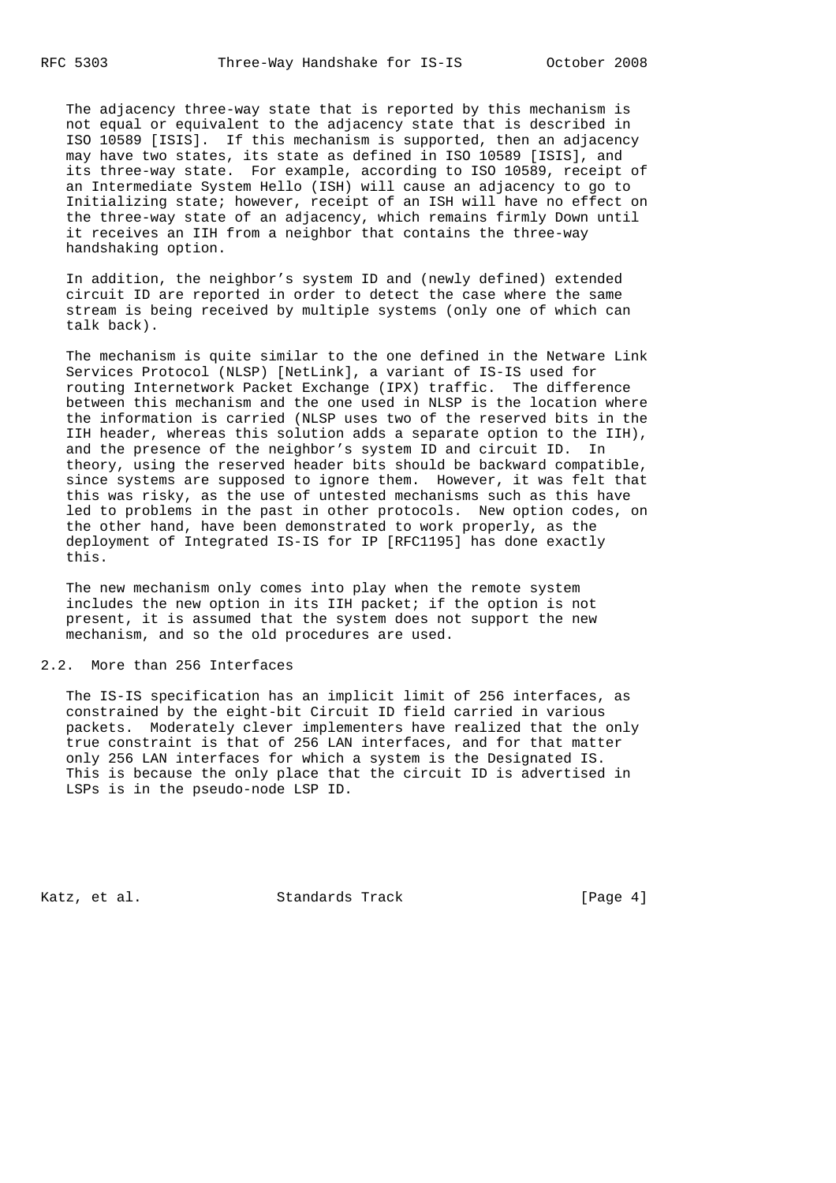The adjacency three-way state that is reported by this mechanism is not equal or equivalent to the adjacency state that is described in ISO 10589 [ISIS]. If this mechanism is supported, then an adjacency may have two states, its state as defined in ISO 10589 [ISIS], and its three-way state. For example, according to ISO 10589, receipt of an Intermediate System Hello (ISH) will cause an adjacency to go to Initializing state; however, receipt of an ISH will have no effect on the three-way state of an adjacency, which remains firmly Down until it receives an IIH from a neighbor that contains the three-way handshaking option.

In addition, the neighbor's system ID and (newly defined) extended circuit ID are reported in order to detect the case where the same stream is being received by multiple systems (only one of which can talk back).

The mechanism is quite similar to the one defined in the Netware Link Services Protocol (NLSP) [NetLink], a variant of IS-IS used for routing Internetwork Packet Exchange (IPX) traffic. The difference between this mechanism and the one used in NLSP is the location where the information is carried (NLSP uses two of the reserved bits in the IIH header, whereas this solution adds a separate option to the IIH), and the presence of the neighbor's system ID and circuit ID. In theory, using the reserved header bits should be backward compatible, since systems are supposed to ignore them. However, it was felt that this was risky, as the use of untested mechanisms such as this have led to problems in the past in other protocols. New option codes, on the other hand, have been demonstrated to work properly, as the deployment of Integrated IS-IS for IP [RFC1195] has done exactly this.

The new mechanism only comes into play when the remote system includes the new option in its IIH packet; if the option is not present, it is assumed that the system does not support the new mechanism, and so the old procedures are used.

## 2.2. More than 256 Interfaces

The IS-IS specification has an implicit limit of 256 interfaces, as constrained by the eight-bit Circuit ID field carried in various packets. Moderately clever implementers have realized that the only true constraint is that of 256 LAN interfaces, and for that matter only 256 LAN interfaces for which a system is the Designated IS. This is because the only place that the circuit ID is advertised in LSPs is in the pseudo-node LSP ID.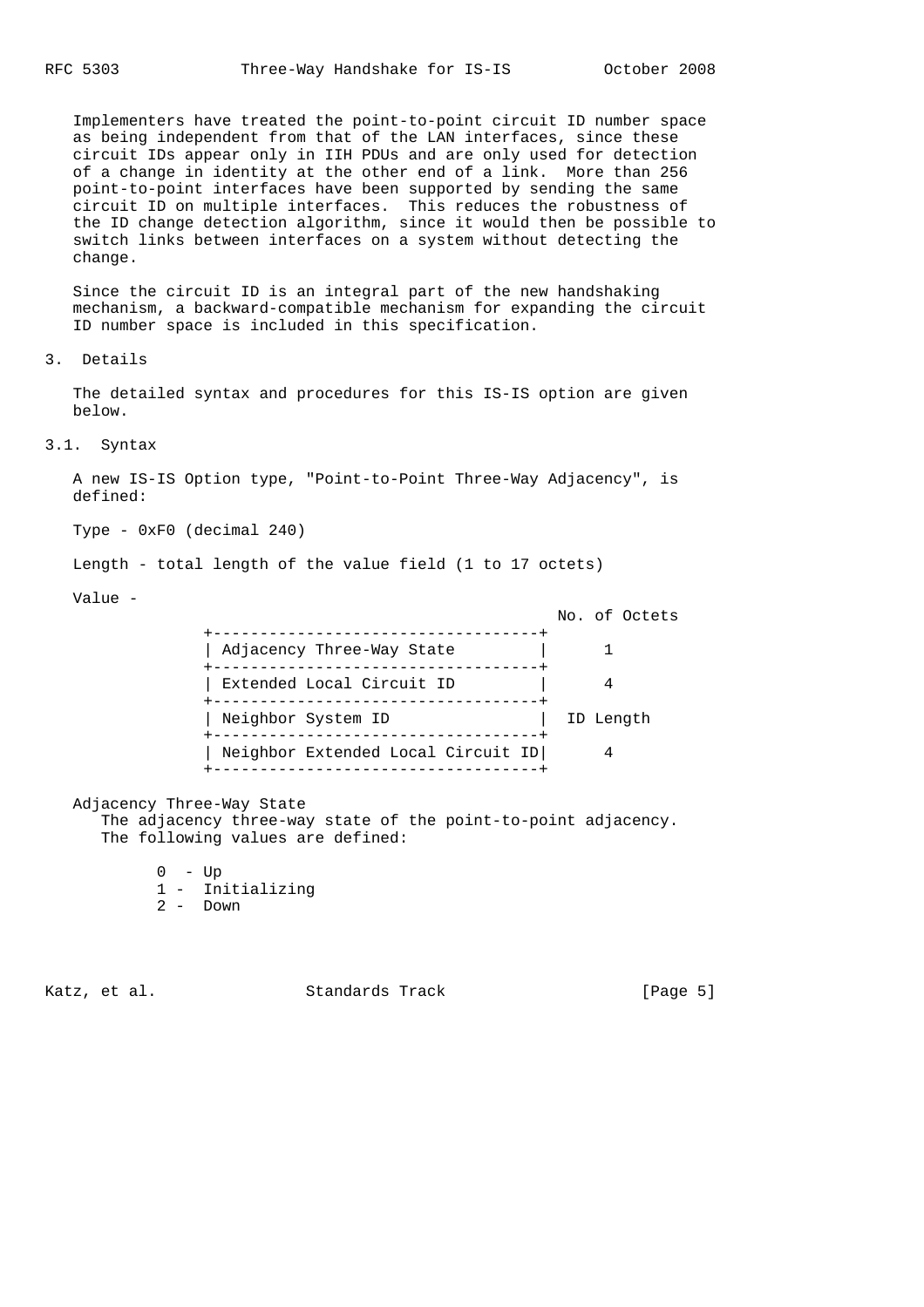Implementers have treated the point-to-point circuit ID number space as being independent from that of the LAN interfaces, since these circuit IDs appear only in IIH PDUs and are only used for detection of a change in identity at the other end of a link. More than 256 point-to-point interfaces have been supported by sending the same circuit ID on multiple interfaces. This reduces the robustness of the ID change detection algorithm, since it would then be possible to switch links between interfaces on a system without detecting the change.

Since the circuit ID is an integral part of the new handshaking mechanism, a backward-compatible mechanism for expanding the circuit ID number space is included in this specification.

## 3. Details

The detailed syntax and procedures for this IS-IS option are given below.

### 3.1. Syntax

A new IS-IS Option type, "Point-to-Point Three-Way Adjacency", is defined:

Type - 0xF0 (decimal 240)

Length - total length of the value field (1 to 17 octets)

Value -

| Field | No. of Octets |
|---|---|
| Adjacency Three-Way State | 1 |
| Extended Local Circuit ID | 4 |
| Neighbor System ID | ID Length |
| Neighbor Extended Local Circuit ID | 4 |

Adjacency Three-Way State
The adjacency three-way state of the point-to-point adjacency. The following values are defined:

- 0 - Up
- 1 - Initializing
- 2 - Down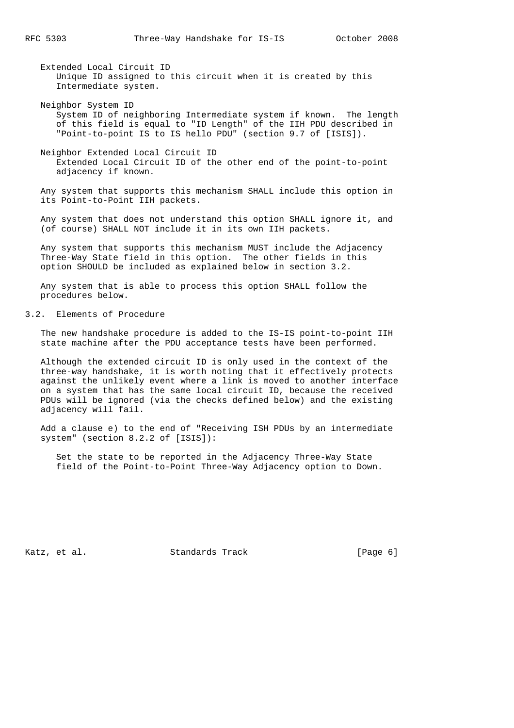Extended Local Circuit ID
Unique ID assigned to this circuit when it is created by this Intermediate system.

Neighbor System ID
System ID of neighboring Intermediate system if known. The length of this field is equal to "ID Length" of the IIH PDU described in "Point-to-point IS to IS hello PDU" (section 9.7 of [ISIS]).

Neighbor Extended Local Circuit ID
Extended Local Circuit ID of the other end of the point-to-point adjacency if known.

Any system that supports this mechanism SHALL include this option in its Point-to-Point IIH packets.

Any system that does not understand this option SHALL ignore it, and (of course) SHALL NOT include it in its own IIH packets.

Any system that supports this mechanism MUST include the Adjacency Three-Way State field in this option. The other fields in this option SHOULD be included as explained below in section 3.2.

Any system that is able to process this option SHALL follow the procedures below.

## 3.2. Elements of Procedure

The new handshake procedure is added to the IS-IS point-to-point IIH state machine after the PDU acceptance tests have been performed.

Although the extended circuit ID is only used in the context of the three-way handshake, it is worth noting that it effectively protects against the unlikely event where a link is moved to another interface on a system that has the same local circuit ID, because the received PDUs will be ignored (via the checks defined below) and the existing adjacency will fail.

Add a clause e) to the end of "Receiving ISH PDUs by an intermediate system" (section 8.2.2 of [ISIS]):

Set the state to be reported in the Adjacency Three-Way State field of the Point-to-Point Three-Way Adjacency option to Down.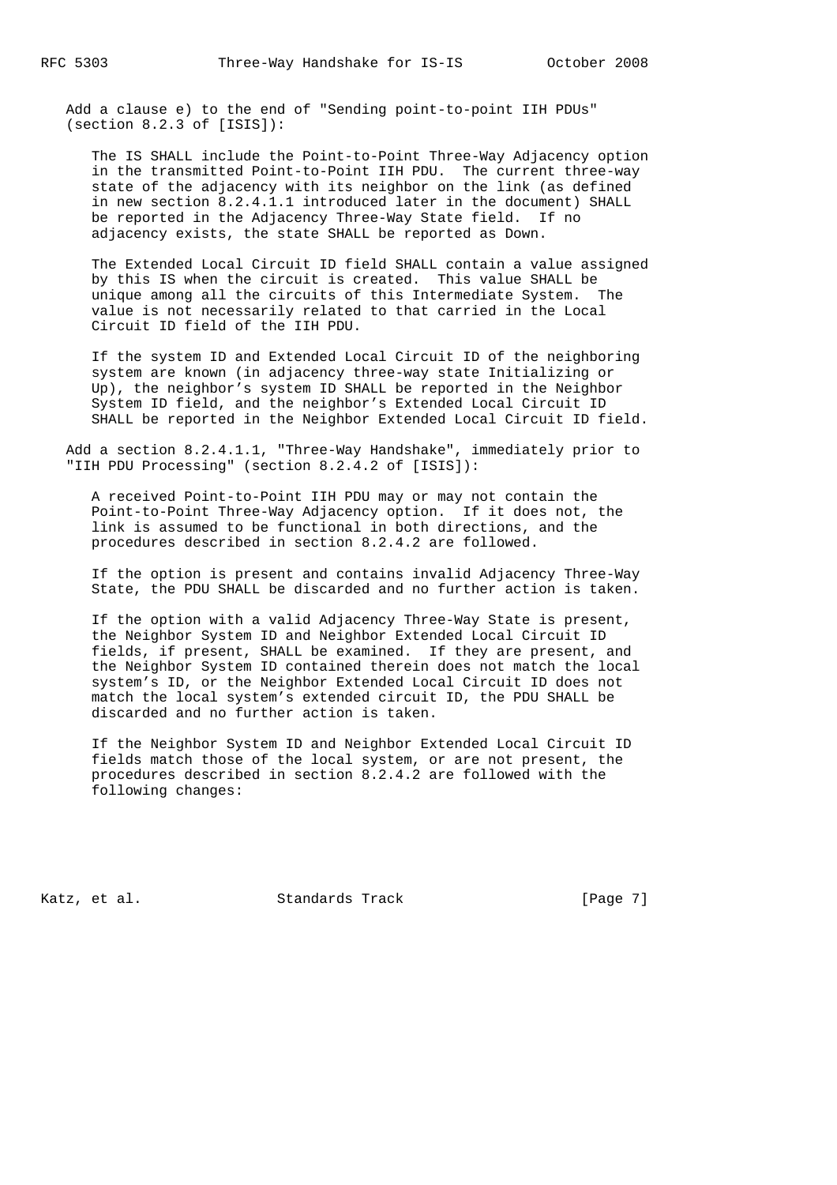Add a clause e) to the end of "Sending point-to-point IIH PDUs" (section 8.2.3 of [ISIS]):

The IS SHALL include the Point-to-Point Three-Way Adjacency option in the transmitted Point-to-Point IIH PDU. The current three-way state of the adjacency with its neighbor on the link (as defined in new section 8.2.4.1.1 introduced later in the document) SHALL be reported in the Adjacency Three-Way State field. If no adjacency exists, the state SHALL be reported as Down.

The Extended Local Circuit ID field SHALL contain a value assigned by this IS when the circuit is created. This value SHALL be unique among all the circuits of this Intermediate System. The value is not necessarily related to that carried in the Local Circuit ID field of the IIH PDU.

If the system ID and Extended Local Circuit ID of the neighboring system are known (in adjacency three-way state Initializing or Up), the neighbor's system ID SHALL be reported in the Neighbor System ID field, and the neighbor's Extended Local Circuit ID SHALL be reported in the Neighbor Extended Local Circuit ID field.

Add a section 8.2.4.1.1, "Three-Way Handshake", immediately prior to "IIH PDU Processing" (section 8.2.4.2 of [ISIS]):

A received Point-to-Point IIH PDU may or may not contain the Point-to-Point Three-Way Adjacency option. If it does not, the link is assumed to be functional in both directions, and the procedures described in section 8.2.4.2 are followed.

If the option is present and contains invalid Adjacency Three-Way State, the PDU SHALL be discarded and no further action is taken.

If the option with a valid Adjacency Three-Way State is present, the Neighbor System ID and Neighbor Extended Local Circuit ID fields, if present, SHALL be examined. If they are present, and the Neighbor System ID contained therein does not match the local system's ID, or the Neighbor Extended Local Circuit ID does not match the local system's extended circuit ID, the PDU SHALL be discarded and no further action is taken.

If the Neighbor System ID and Neighbor Extended Local Circuit ID fields match those of the local system, or are not present, the procedures described in section 8.2.4.2 are followed with the following changes: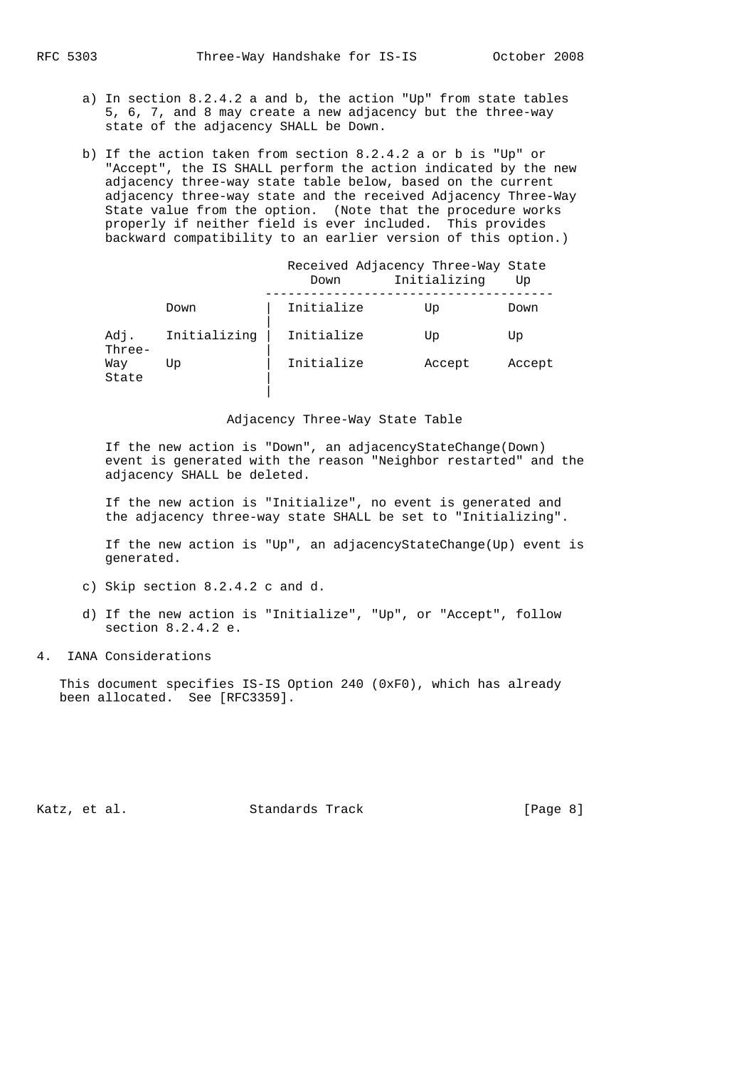a) In section 8.2.4.2 a and b, the action "Up" from state tables 5, 6, 7, and 8 may create a new adjacency but the three-way state of the adjacency SHALL be Down.

b) If the action taken from section 8.2.4.2 a or b is "Up" or "Accept", the IS SHALL perform the action indicated by the new adjacency three-way state table below, based on the current adjacency three-way state and the received Adjacency Three-Way State value from the option. (Note that the procedure works properly if neither field is ever included. This provides backward compatibility to an earlier version of this option.)

| | | Received Adjacency Three-Way State | | |
|---|---|---|---|---|
| | | Down | Initializing | Up |
| Adj. Three-Way State | Down | Initialize | Up | Down |
| | Initializing | Initialize | Up | Up |
| | Up | Initialize | Accept | Accept |

Adjacency Three-Way State Table

If the new action is "Down", an adjacencyStateChange(Down) event is generated with the reason "Neighbor restarted" and the adjacency SHALL be deleted.

If the new action is "Initialize", no event is generated and the adjacency three-way state SHALL be set to "Initializing".

If the new action is "Up", an adjacencyStateChange(Up) event is generated.

c) Skip section 8.2.4.2 c and d.

d) If the new action is "Initialize", "Up", or "Accept", follow section 8.2.4.2 e.

## 4. IANA Considerations

This document specifies IS-IS Option 240 (0xF0), which has already been allocated. See [RFC3359].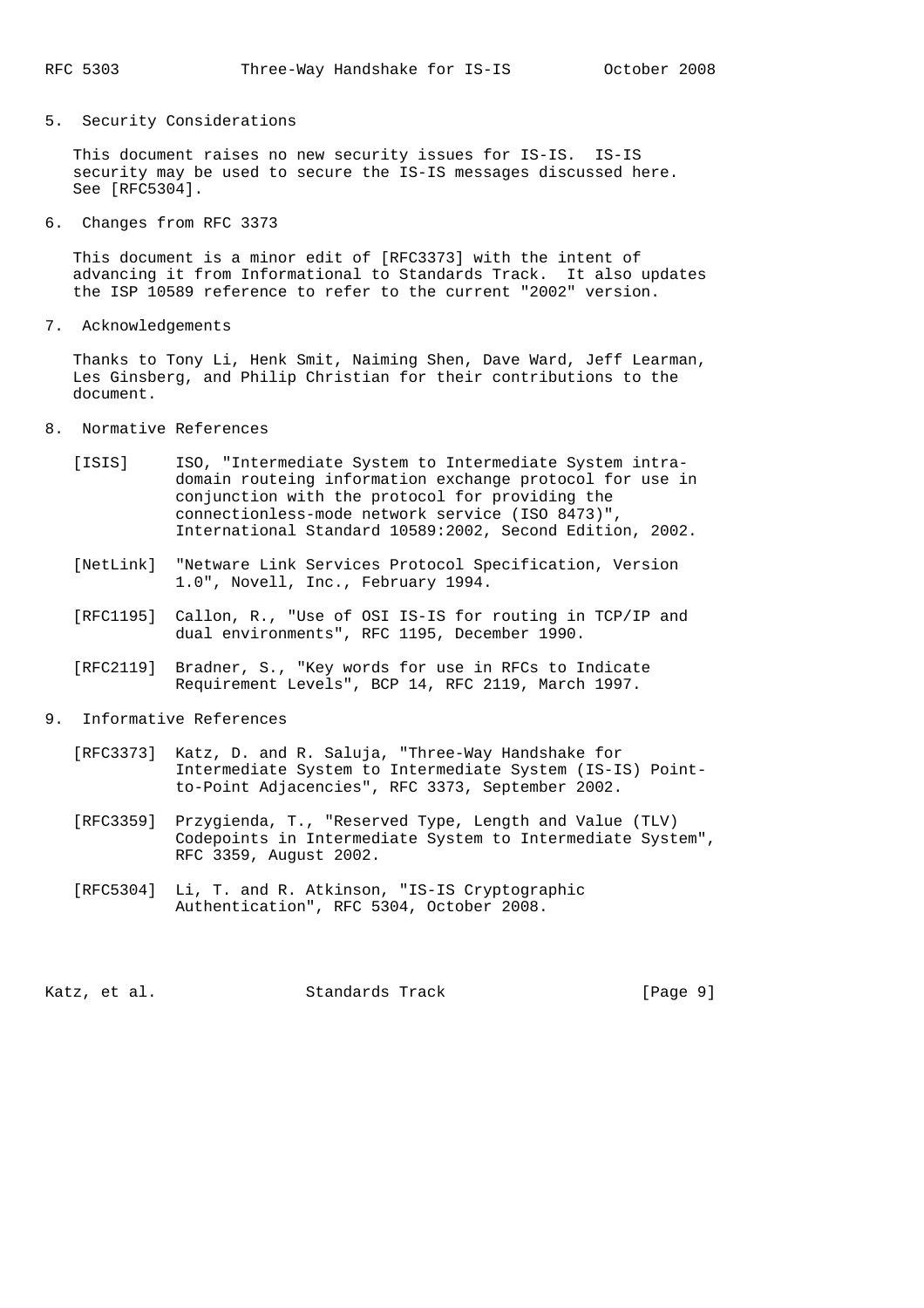## 5. Security Considerations

This document raises no new security issues for IS-IS. IS-IS security may be used to secure the IS-IS messages discussed here. See [RFC5304].

## 6. Changes from RFC 3373

This document is a minor edit of [RFC3373] with the intent of advancing it from Informational to Standards Track. It also updates the ISP 10589 reference to refer to the current "2002" version.

## 7. Acknowledgements

Thanks to Tony Li, Henk Smit, Naiming Shen, Dave Ward, Jeff Learman, Les Ginsberg, and Philip Christian for their contributions to the document.

## 8. Normative References

[ISIS] ISO, "Intermediate System to Intermediate System intra-domain routeing information exchange protocol for use in conjunction with the protocol for providing the connectionless-mode network service (ISO 8473)", International Standard 10589:2002, Second Edition, 2002.

[NetLink] "Netware Link Services Protocol Specification, Version 1.0", Novell, Inc., February 1994.

[RFC1195] Callon, R., "Use of OSI IS-IS for routing in TCP/IP and dual environments", RFC 1195, December 1990.

[RFC2119] Bradner, S., "Key words for use in RFCs to Indicate Requirement Levels", BCP 14, RFC 2119, March 1997.

## 9. Informative References

[RFC3373] Katz, D. and R. Saluja, "Three-Way Handshake for Intermediate System to Intermediate System (IS-IS) Point-to-Point Adjacencies", RFC 3373, September 2002.

[RFC3359] Przygienda, T., "Reserved Type, Length and Value (TLV) Codepoints in Intermediate System to Intermediate System", RFC 3359, August 2002.

[RFC5304] Li, T. and R. Atkinson, "IS-IS Cryptographic Authentication", RFC 5304, October 2008.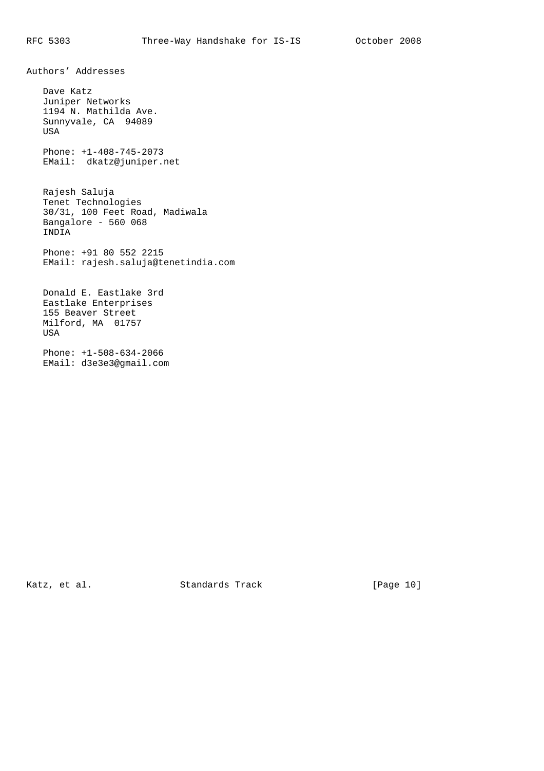## Authors' Addresses

Dave Katz
Juniper Networks
1194 N. Mathilda Ave.
Sunnyvale, CA 94089
USA

Phone: +1-408-745-2073
EMail: dkatz@juniper.net

Rajesh Saluja
Tenet Technologies
30/31, 100 Feet Road, Madiwala
Bangalore - 560 068
INDIA

Phone: +91 80 552 2215
EMail: rajesh.saluja@tenetindia.com

Donald E. Eastlake 3rd
Eastlake Enterprises
155 Beaver Street
Milford, MA 01757
USA

Phone: +1-508-634-2066
EMail: d3e3e3@gmail.com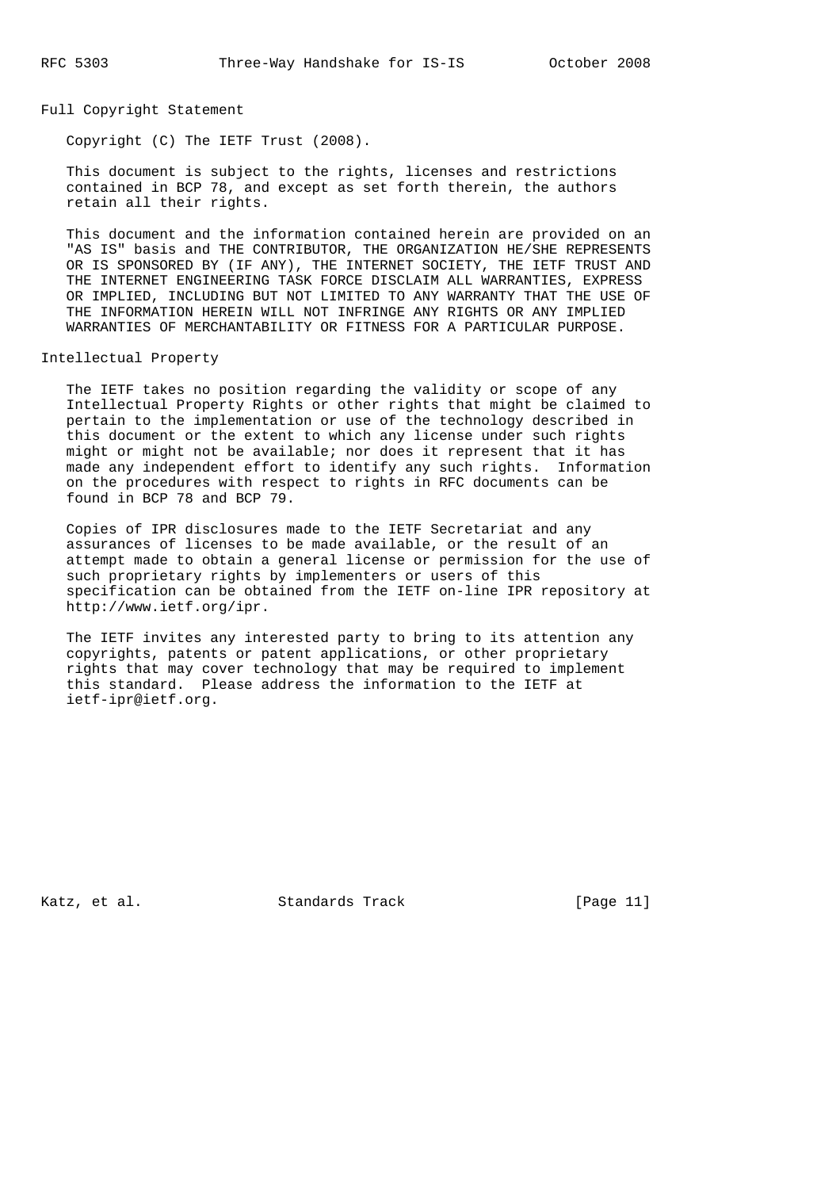## Full Copyright Statement

Copyright (C) The IETF Trust (2008).

This document is subject to the rights, licenses and restrictions contained in BCP 78, and except as set forth therein, the authors retain all their rights.

This document and the information contained herein are provided on an "AS IS" basis and THE CONTRIBUTOR, THE ORGANIZATION HE/SHE REPRESENTS OR IS SPONSORED BY (IF ANY), THE INTERNET SOCIETY, THE IETF TRUST AND THE INTERNET ENGINEERING TASK FORCE DISCLAIM ALL WARRANTIES, EXPRESS OR IMPLIED, INCLUDING BUT NOT LIMITED TO ANY WARRANTY THAT THE USE OF THE INFORMATION HEREIN WILL NOT INFRINGE ANY RIGHTS OR ANY IMPLIED WARRANTIES OF MERCHANTABILITY OR FITNESS FOR A PARTICULAR PURPOSE.

## Intellectual Property

The IETF takes no position regarding the validity or scope of any Intellectual Property Rights or other rights that might be claimed to pertain to the implementation or use of the technology described in this document or the extent to which any license under such rights might or might not be available; nor does it represent that it has made any independent effort to identify any such rights. Information on the procedures with respect to rights in RFC documents can be found in BCP 78 and BCP 79.

Copies of IPR disclosures made to the IETF Secretariat and any assurances of licenses to be made available, or the result of an attempt made to obtain a general license or permission for the use of such proprietary rights by implementers or users of this specification can be obtained from the IETF on-line IPR repository at http://www.ietf.org/ipr.

The IETF invites any interested party to bring to its attention any copyrights, patents or patent applications, or other proprietary rights that may cover technology that may be required to implement this standard. Please address the information to the IETF at ietf-ipr@ietf.org.